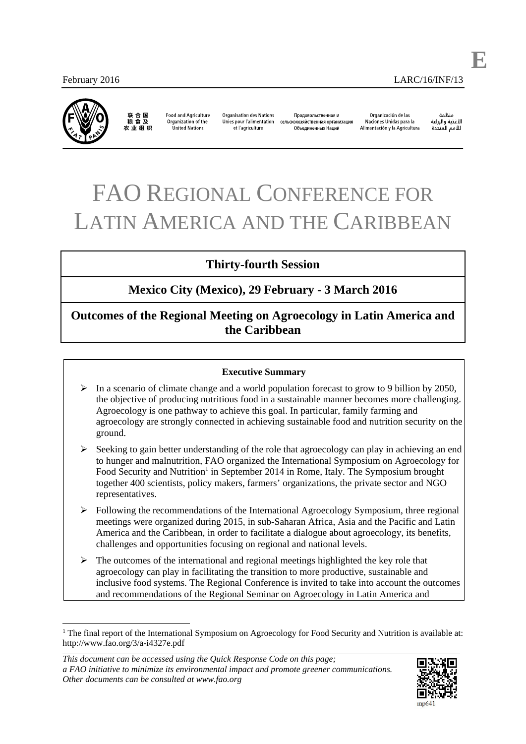E

February 2016 LARC/16/INF/13

联合国粮食及农业组织 | Food and Agriculture Organization of the United Nations | Organisation des Nations Unies pour l'alimentation et l'agriculture | Продовольственная и сельскохозяйственная организация Объединенных Наций | Organización de las Naciones Unidas para la Alimentación y la Agricultura | منظمة الأغذية والزراعة للأمم المتحدة

# FAO Regional Conference for Latin America and the Caribbean

## Thirty-fourth Session

## Mexico City (Mexico), 29 February - 3 March 2016

## Outcomes of the Regional Meeting on Agroecology in Latin America and the Caribbean

**Executive Summary**

- In a scenario of climate change and a world population forecast to grow to 9 billion by 2050, the objective of producing nutritious food in a sustainable manner becomes more challenging. Agroecology is one pathway to achieve this goal. In particular, family farming and agroecology are strongly connected in achieving sustainable food and nutrition security on the ground.
- Seeking to gain better understanding of the role that agroecology can play in achieving an end to hunger and malnutrition, FAO organized the International Symposium on Agroecology for Food Security and Nutrition[1] in September 2014 in Rome, Italy. The Symposium brought together 400 scientists, policy makers, farmers' organizations, the private sector and NGO representatives.
- Following the recommendations of the International Agroecology Symposium, three regional meetings were organized during 2015, in sub-Saharan Africa, Asia and the Pacific and Latin America and the Caribbean, in order to facilitate a dialogue about agroecology, its benefits, challenges and opportunities focusing on regional and national levels.
- The outcomes of the international and regional meetings highlighted the key role that agroecology can play in facilitating the transition to more productive, sustainable and inclusive food systems. The Regional Conference is invited to take into account the outcomes and recommendations of the Regional Seminar on Agroecology in Latin America and

[1] The final report of the International Symposium on Agroecology for Food Security and Nutrition is available at: http://www.fao.org/3/a-i4327e.pdf

*This document can be accessed using the Quick Response Code on this page; a FAO initiative to minimize its environmental impact and promote greener communications. Other documents can be consulted at www.fao.org*

mp641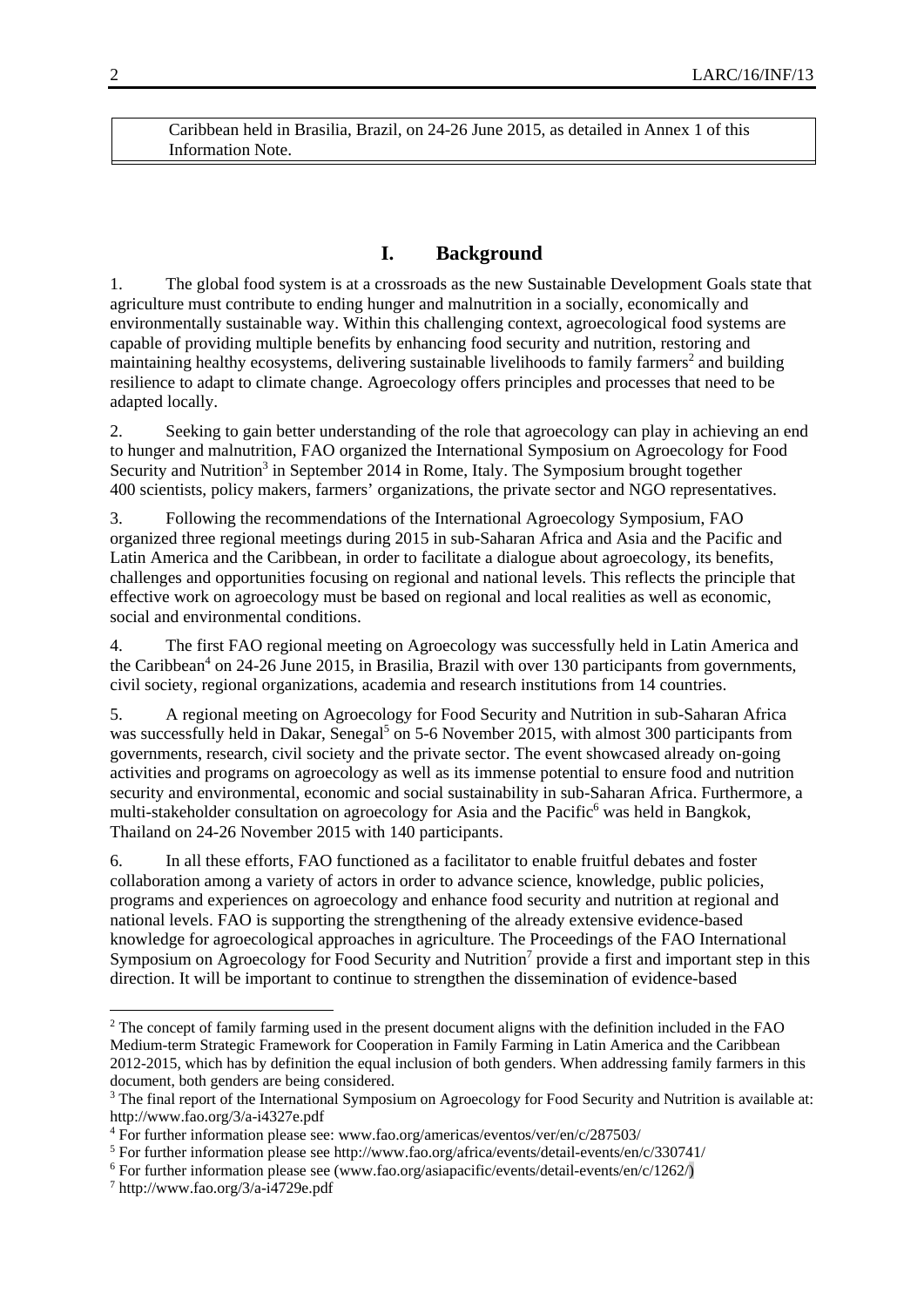Caribbean held in Brasilia, Brazil, on 24-26 June 2015, as detailed in Annex 1 of this Information Note.

## I. Background

1. The global food system is at a crossroads as the new Sustainable Development Goals state that agriculture must contribute to ending hunger and malnutrition in a socially, economically and environmentally sustainable way. Within this challenging context, agroecological food systems are capable of providing multiple benefits by enhancing food security and nutrition, restoring and maintaining healthy ecosystems, delivering sustainable livelihoods to family farmers[2] and building resilience to adapt to climate change. Agroecology offers principles and processes that need to be adapted locally.

2. Seeking to gain better understanding of the role that agroecology can play in achieving an end to hunger and malnutrition, FAO organized the International Symposium on Agroecology for Food Security and Nutrition[3] in September 2014 in Rome, Italy. The Symposium brought together 400 scientists, policy makers, farmers' organizations, the private sector and NGO representatives.

3. Following the recommendations of the International Agroecology Symposium, FAO organized three regional meetings during 2015 in sub-Saharan Africa and Asia and the Pacific and Latin America and the Caribbean, in order to facilitate a dialogue about agroecology, its benefits, challenges and opportunities focusing on regional and national levels. This reflects the principle that effective work on agroecology must be based on regional and local realities as well as economic, social and environmental conditions.

4. The first FAO regional meeting on Agroecology was successfully held in Latin America and the Caribbean[4] on 24-26 June 2015, in Brasilia, Brazil with over 130 participants from governments, civil society, regional organizations, academia and research institutions from 14 countries.

5. A regional meeting on Agroecology for Food Security and Nutrition in sub-Saharan Africa was successfully held in Dakar, Senegal[5] on 5-6 November 2015, with almost 300 participants from governments, research, civil society and the private sector. The event showcased already on-going activities and programs on agroecology as well as its immense potential to ensure food and nutrition security and environmental, economic and social sustainability in sub-Saharan Africa. Furthermore, a multi-stakeholder consultation on agroecology for Asia and the Pacific[6] was held in Bangkok, Thailand on 24-26 November 2015 with 140 participants.

6. In all these efforts, FAO functioned as a facilitator to enable fruitful debates and foster collaboration among a variety of actors in order to advance science, knowledge, public policies, programs and experiences on agroecology and enhance food security and nutrition at regional and national levels. FAO is supporting the strengthening of the already extensive evidence-based knowledge for agroecological approaches in agriculture. The Proceedings of the FAO International Symposium on Agroecology for Food Security and Nutrition[7] provide a first and important step in this direction. It will be important to continue to strengthen the dissemination of evidence-based

---

[2] The concept of family farming used in the present document aligns with the definition included in the FAO Medium-term Strategic Framework for Cooperation in Family Farming in Latin America and the Caribbean 2012-2015, which has by definition the equal inclusion of both genders. When addressing family farmers in this document, both genders are being considered.

[3] The final report of the International Symposium on Agroecology for Food Security and Nutrition is available at: http://www.fao.org/3/a-i4327e.pdf

[4] For further information please see: www.fao.org/americas/eventos/ver/en/c/287503/

[5] For further information please see http://www.fao.org/africa/events/detail-events/en/c/330741/

[6] For further information please see (www.fao.org/asiapacific/events/detail-events/en/c/1262/)

[7] http://www.fao.org/3/a-i4729e.pdf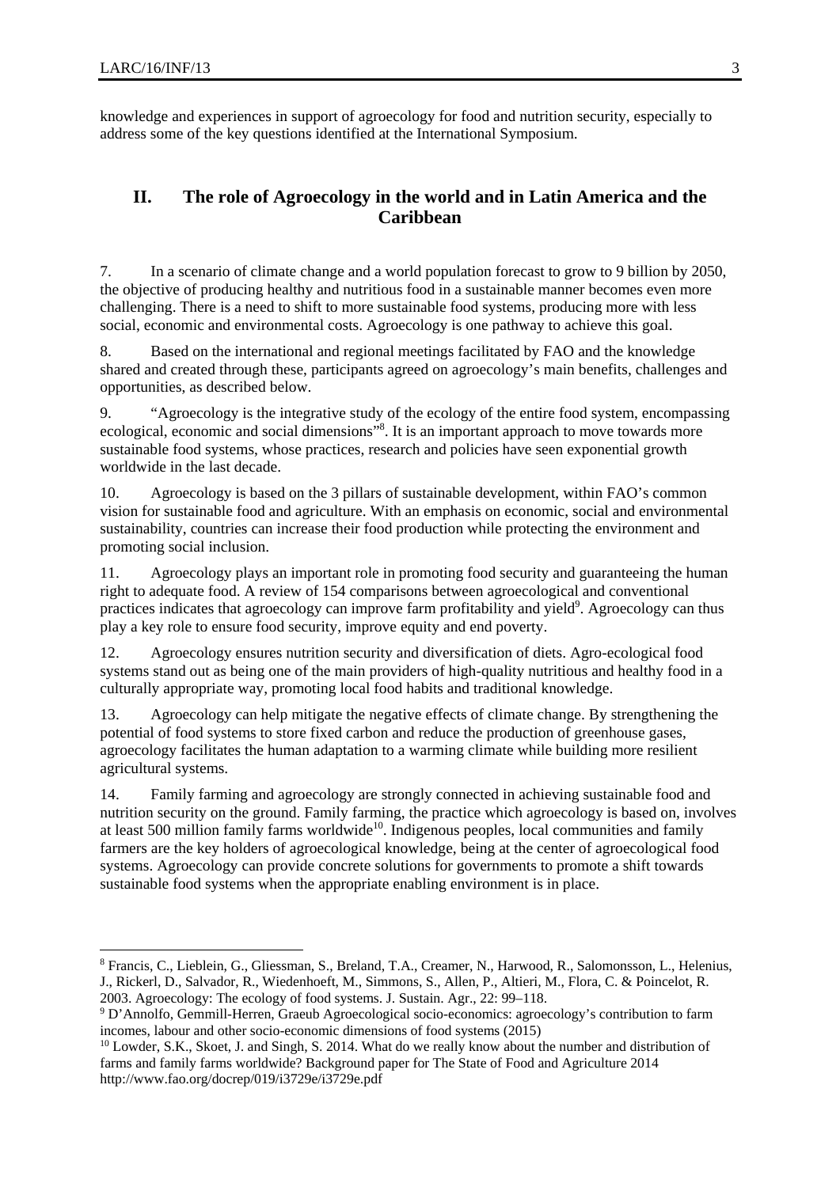knowledge and experiences in support of agroecology for food and nutrition security, especially to address some of the key questions identified at the International Symposium.

## II. The role of Agroecology in the world and in Latin America and the Caribbean

7. In a scenario of climate change and a world population forecast to grow to 9 billion by 2050, the objective of producing healthy and nutritious food in a sustainable manner becomes even more challenging. There is a need to shift to more sustainable food systems, producing more with less social, economic and environmental costs. Agroecology is one pathway to achieve this goal.

8. Based on the international and regional meetings facilitated by FAO and the knowledge shared and created through these, participants agreed on agroecology's main benefits, challenges and opportunities, as described below.

9. "Agroecology is the integrative study of the ecology of the entire food system, encompassing ecological, economic and social dimensions"[8]. It is an important approach to move towards more sustainable food systems, whose practices, research and policies have seen exponential growth worldwide in the last decade.

10. Agroecology is based on the 3 pillars of sustainable development, within FAO's common vision for sustainable food and agriculture. With an emphasis on economic, social and environmental sustainability, countries can increase their food production while protecting the environment and promoting social inclusion.

11. Agroecology plays an important role in promoting food security and guaranteeing the human right to adequate food. A review of 154 comparisons between agroecological and conventional practices indicates that agroecology can improve farm profitability and yield[9]. Agroecology can thus play a key role to ensure food security, improve equity and end poverty.

12. Agroecology ensures nutrition security and diversification of diets. Agro-ecological food systems stand out as being one of the main providers of high-quality nutritious and healthy food in a culturally appropriate way, promoting local food habits and traditional knowledge.

13. Agroecology can help mitigate the negative effects of climate change. By strengthening the potential of food systems to store fixed carbon and reduce the production of greenhouse gases, agroecology facilitates the human adaptation to a warming climate while building more resilient agricultural systems.

14. Family farming and agroecology are strongly connected in achieving sustainable food and nutrition security on the ground. Family farming, the practice which agroecology is based on, involves at least 500 million family farms worldwide[10]. Indigenous peoples, local communities and family farmers are the key holders of agroecological knowledge, being at the center of agroecological food systems. Agroecology can provide concrete solutions for governments to promote a shift towards sustainable food systems when the appropriate enabling environment is in place.

---

[8] Francis, C., Lieblein, G., Gliessman, S., Breland, T.A., Creamer, N., Harwood, R., Salomonsson, L., Helenius, J., Rickerl, D., Salvador, R., Wiedenhoeft, M., Simmons, S., Allen, P., Altieri, M., Flora, C. & Poincelot, R. 2003. Agroecology: The ecology of food systems. J. Sustain. Agr., 22: 99–118.

[9] D'Annolfo, Gemmill-Herren, Graeub Agroecological socio-economics: agroecology's contribution to farm incomes, labour and other socio-economic dimensions of food systems (2015)

[10] Lowder, S.K., Skoet, J. and Singh, S. 2014. What do we really know about the number and distribution of farms and family farms worldwide? Background paper for The State of Food and Agriculture 2014 http://www.fao.org/docrep/019/i3729e/i3729e.pdf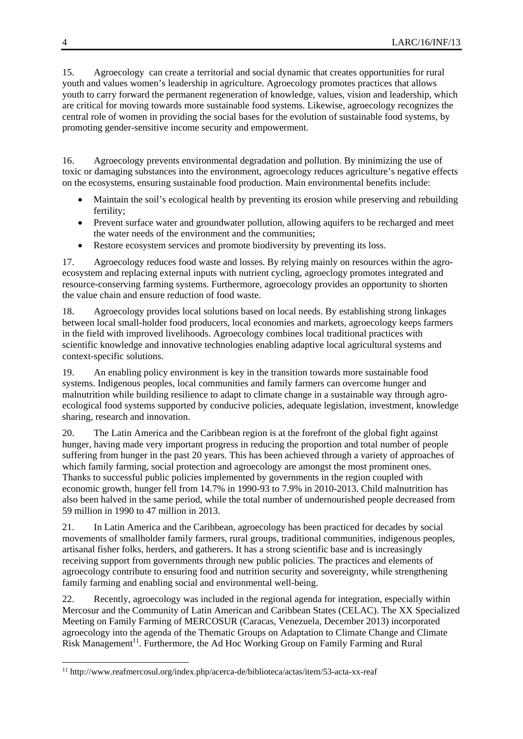15. Agroecology can create a territorial and social dynamic that creates opportunities for rural youth and values women's leadership in agriculture. Agroecology promotes practices that allows youth to carry forward the permanent regeneration of knowledge, values, vision and leadership, which are critical for moving towards more sustainable food systems. Likewise, agroecology recognizes the central role of women in providing the social bases for the evolution of sustainable food systems, by promoting gender-sensitive income security and empowerment.

16. Agroecology prevents environmental degradation and pollution. By minimizing the use of toxic or damaging substances into the environment, agroecology reduces agriculture's negative effects on the ecosystems, ensuring sustainable food production. Main environmental benefits include:

- Maintain the soil's ecological health by preventing its erosion while preserving and rebuilding fertility;
- Prevent surface water and groundwater pollution, allowing aquifers to be recharged and meet the water needs of the environment and the communities;
- Restore ecosystem services and promote biodiversity by preventing its loss.

17. Agroecology reduces food waste and losses. By relying mainly on resources within the agro-ecosystem and replacing external inputs with nutrient cycling, agroeclogy promotes integrated and resource-conserving farming systems. Furthermore, agroecology provides an opportunity to shorten the value chain and ensure reduction of food waste.

18. Agroecology provides local solutions based on local needs. By establishing strong linkages between local small-holder food producers, local economies and markets, agroecology keeps farmers in the field with improved livelihoods. Agroecology combines local traditional practices with scientific knowledge and innovative technologies enabling adaptive local agricultural systems and context-specific solutions.

19. An enabling policy environment is key in the transition towards more sustainable food systems. Indigenous peoples, local communities and family farmers can overcome hunger and malnutrition while building resilience to adapt to climate change in a sustainable way through agro-ecological food systems supported by conducive policies, adequate legislation, investment, knowledge sharing, research and innovation.

20. The Latin America and the Caribbean region is at the forefront of the global fight against hunger, having made very important progress in reducing the proportion and total number of people suffering from hunger in the past 20 years. This has been achieved through a variety of approaches of which family farming, social protection and agroecology are amongst the most prominent ones. Thanks to successful public policies implemented by governments in the region coupled with economic growth, hunger fell from 14.7% in 1990-93 to 7.9% in 2010-2013. Child malnutrition has also been halved in the same period, while the total number of undernourished people decreased from 59 million in 1990 to 47 million in 2013.

21. In Latin America and the Caribbean, agroecology has been practiced for decades by social movements of smallholder family farmers, rural groups, traditional communities, indigenous peoples, artisanal fisher folks, herders, and gatherers. It has a strong scientific base and is increasingly receiving support from governments through new public policies. The practices and elements of agroecology contribute to ensuring food and nutrition security and sovereignty, while strengthening family farming and enabling social and environmental well-being.

22. Recently, agroecology was included in the regional agenda for integration, especially within Mercosur and the Community of Latin American and Caribbean States (CELAC). The XX Specialized Meeting on Family Farming of MERCOSUR (Caracas, Venezuela, December 2013) incorporated agroecology into the agenda of the Thematic Groups on Adaptation to Climate Change and Climate Risk Management[11]. Furthermore, the Ad Hoc Working Group on Family Farming and Rural

[11] http://www.reafmercosul.org/index.php/acerca-de/biblioteca/actas/item/53-acta-xx-reaf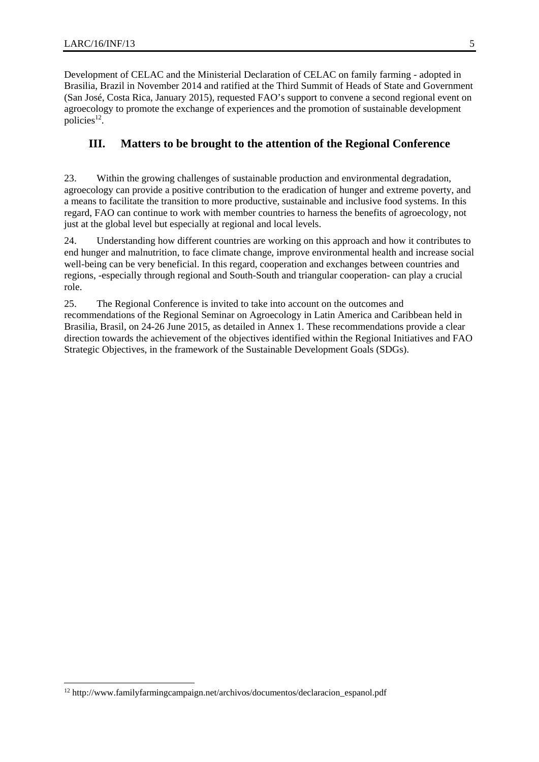Development of CELAC and the Ministerial Declaration of CELAC on family farming - adopted in Brasilia, Brazil in November 2014 and ratified at the Third Summit of Heads of State and Government (San José, Costa Rica, January 2015), requested FAO's support to convene a second regional event on agroecology to promote the exchange of experiences and the promotion of sustainable development policies[12].

## III. Matters to be brought to the attention of the Regional Conference

23. Within the growing challenges of sustainable production and environmental degradation, agroecology can provide a positive contribution to the eradication of hunger and extreme poverty, and a means to facilitate the transition to more productive, sustainable and inclusive food systems. In this regard, FAO can continue to work with member countries to harness the benefits of agroecology, not just at the global level but especially at regional and local levels.

24. Understanding how different countries are working on this approach and how it contributes to end hunger and malnutrition, to face climate change, improve environmental health and increase social well-being can be very beneficial. In this regard, cooperation and exchanges between countries and regions, -especially through regional and South-South and triangular cooperation- can play a crucial role.

25. The Regional Conference is invited to take into account on the outcomes and recommendations of the Regional Seminar on Agroecology in Latin America and Caribbean held in Brasilia, Brasil, on 24-26 June 2015, as detailed in Annex 1. These recommendations provide a clear direction towards the achievement of the objectives identified within the Regional Initiatives and FAO Strategic Objectives, in the framework of the Sustainable Development Goals (SDGs).

---

[12] http://www.familyfarmingcampaign.net/archivos/documentos/declaracion_espanol.pdf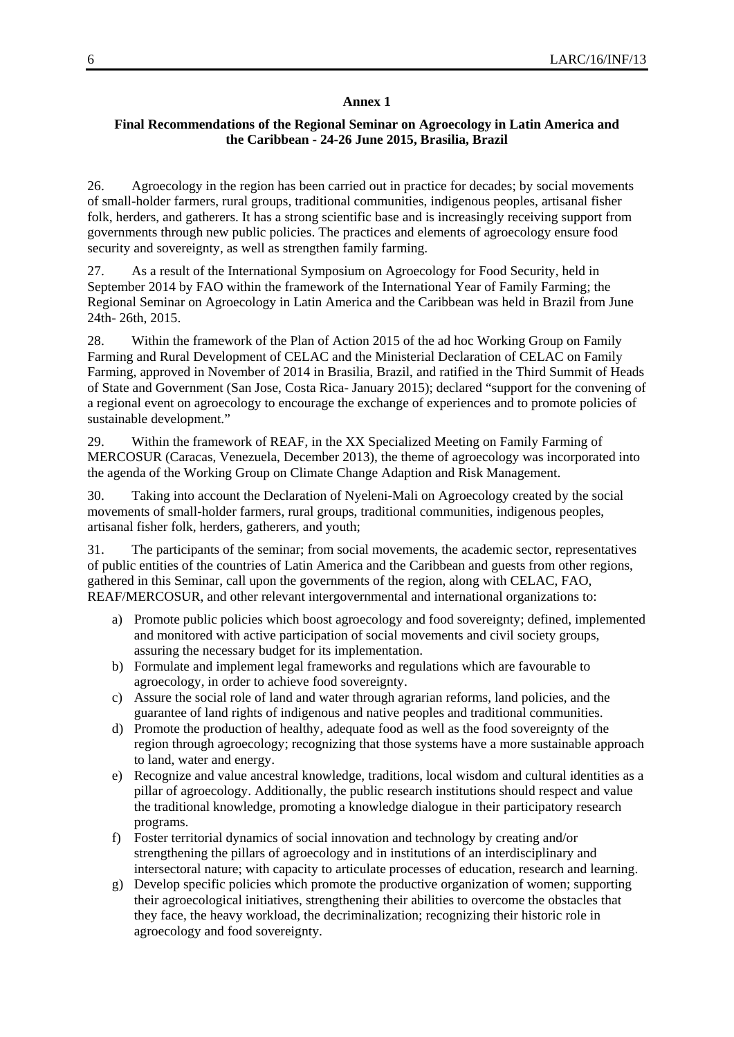## Annex 1

### Final Recommendations of the Regional Seminar on Agroecology in Latin America and the Caribbean - 24-26 June 2015, Brasilia, Brazil

26. Agroecology in the region has been carried out in practice for decades; by social movements of small-holder farmers, rural groups, traditional communities, indigenous peoples, artisanal fisher folk, herders, and gatherers. It has a strong scientific base and is increasingly receiving support from governments through new public policies. The practices and elements of agroecology ensure food security and sovereignty, as well as strengthen family farming.

27. As a result of the International Symposium on Agroecology for Food Security, held in September 2014 by FAO within the framework of the International Year of Family Farming; the Regional Seminar on Agroecology in Latin America and the Caribbean was held in Brazil from June 24th- 26th, 2015.

28. Within the framework of the Plan of Action 2015 of the ad hoc Working Group on Family Farming and Rural Development of CELAC and the Ministerial Declaration of CELAC on Family Farming, approved in November of 2014 in Brasilia, Brazil, and ratified in the Third Summit of Heads of State and Government (San Jose, Costa Rica- January 2015); declared "support for the convening of a regional event on agroecology to encourage the exchange of experiences and to promote policies of sustainable development."

29. Within the framework of REAF, in the XX Specialized Meeting on Family Farming of MERCOSUR (Caracas, Venezuela, December 2013), the theme of agroecology was incorporated into the agenda of the Working Group on Climate Change Adaption and Risk Management.

30. Taking into account the Declaration of Nyeleni-Mali on Agroecology created by the social movements of small-holder farmers, rural groups, traditional communities, indigenous peoples, artisanal fisher folk, herders, gatherers, and youth;

31. The participants of the seminar; from social movements, the academic sector, representatives of public entities of the countries of Latin America and the Caribbean and guests from other regions, gathered in this Seminar, call upon the governments of the region, along with CELAC, FAO, REAF/MERCOSUR, and other relevant intergovernmental and international organizations to:

a) Promote public policies which boost agroecology and food sovereignty; defined, implemented and monitored with active participation of social movements and civil society groups, assuring the necessary budget for its implementation.
b) Formulate and implement legal frameworks and regulations which are favourable to agroecology, in order to achieve food sovereignty.
c) Assure the social role of land and water through agrarian reforms, land policies, and the guarantee of land rights of indigenous and native peoples and traditional communities.
d) Promote the production of healthy, adequate food as well as the food sovereignty of the region through agroecology; recognizing that those systems have a more sustainable approach to land, water and energy.
e) Recognize and value ancestral knowledge, traditions, local wisdom and cultural identities as a pillar of agroecology. Additionally, the public research institutions should respect and value the traditional knowledge, promoting a knowledge dialogue in their participatory research programs.
f) Foster territorial dynamics of social innovation and technology by creating and/or strengthening the pillars of agroecology and in institutions of an interdisciplinary and intersectoral nature; with capacity to articulate processes of education, research and learning.
g) Develop specific policies which promote the productive organization of women; supporting their agroecological initiatives, strengthening their abilities to overcome the obstacles that they face, the heavy workload, the decriminalization; recognizing their historic role in agroecology and food sovereignty.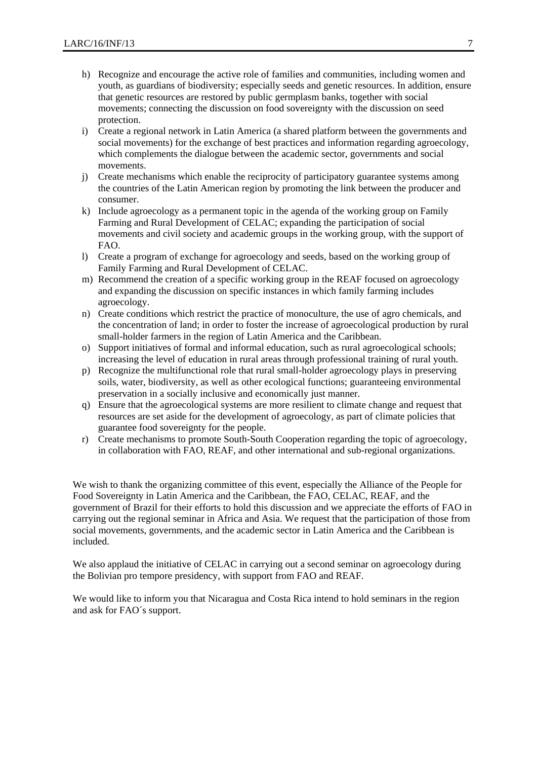h) Recognize and encourage the active role of families and communities, including women and youth, as guardians of biodiversity; especially seeds and genetic resources. In addition, ensure that genetic resources are restored by public germplasm banks, together with social movements; connecting the discussion on food sovereignty with the discussion on seed protection.

i) Create a regional network in Latin America (a shared platform between the governments and social movements) for the exchange of best practices and information regarding agroecology, which complements the dialogue between the academic sector, governments and social movements.

j) Create mechanisms which enable the reciprocity of participatory guarantee systems among the countries of the Latin American region by promoting the link between the producer and consumer.

k) Include agroecology as a permanent topic in the agenda of the working group on Family Farming and Rural Development of CELAC; expanding the participation of social movements and civil society and academic groups in the working group, with the support of FAO.

l) Create a program of exchange for agroecology and seeds, based on the working group of Family Farming and Rural Development of CELAC.

m) Recommend the creation of a specific working group in the REAF focused on agroecology and expanding the discussion on specific instances in which family farming includes agroecology.

n) Create conditions which restrict the practice of monoculture, the use of agro chemicals, and the concentration of land; in order to foster the increase of agroecological production by rural small-holder farmers in the region of Latin America and the Caribbean.

o) Support initiatives of formal and informal education, such as rural agroecological schools; increasing the level of education in rural areas through professional training of rural youth.

p) Recognize the multifunctional role that rural small-holder agroecology plays in preserving soils, water, biodiversity, as well as other ecological functions; guaranteeing environmental preservation in a socially inclusive and economically just manner.

q) Ensure that the agroecological systems are more resilient to climate change and request that resources are set aside for the development of agroecology, as part of climate policies that guarantee food sovereignty for the people.

r) Create mechanisms to promote South-South Cooperation regarding the topic of agroecology, in collaboration with FAO, REAF, and other international and sub-regional organizations.

We wish to thank the organizing committee of this event, especially the Alliance of the People for Food Sovereignty in Latin America and the Caribbean, the FAO, CELAC, REAF, and the government of Brazil for their efforts to hold this discussion and we appreciate the efforts of FAO in carrying out the regional seminar in Africa and Asia. We request that the participation of those from social movements, governments, and the academic sector in Latin America and the Caribbean is included.

We also applaud the initiative of CELAC in carrying out a second seminar on agroecology during the Bolivian pro tempore presidency, with support from FAO and REAF.

We would like to inform you that Nicaragua and Costa Rica intend to hold seminars in the region and ask for FAO´s support.